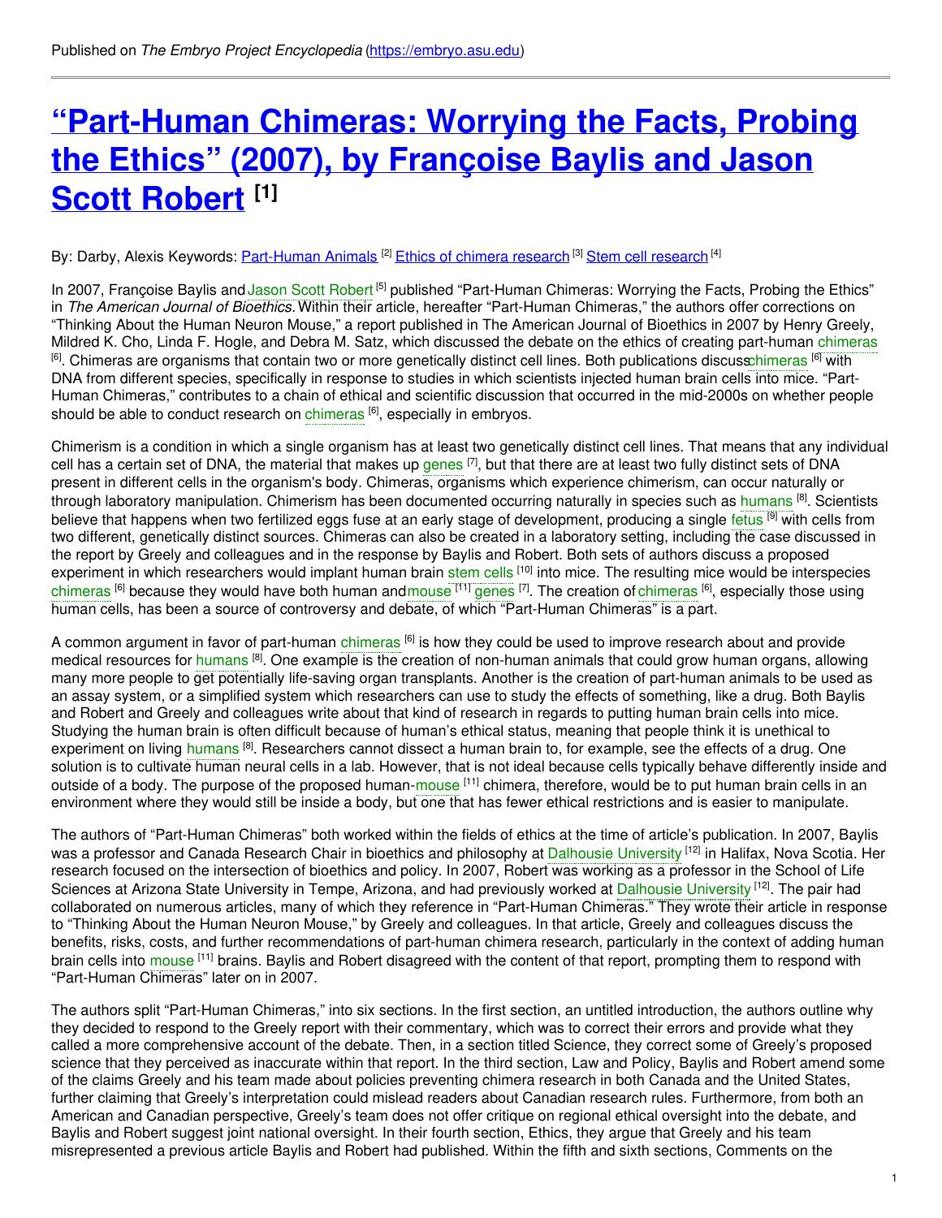Published on *The Embryo Project Encyclopedia* (https://embryo.asu.edu)

# "Part-Human Chimeras: Worrying the Facts, Probing the Ethics" (2007), by Françoise Baylis and Jason Scott Robert [1]

By: Darby, Alexis Keywords: Part-Human Animals [2] Ethics of chimera research [3] Stem cell research [4]

In 2007, Françoise Baylis and Jason Scott Robert [5] published "Part-Human Chimeras: Worrying the Facts, Probing the Ethics" in *The American Journal of Bioethics.* Within their article, hereafter "Part-Human Chimeras," the authors offer corrections on "Thinking About the Human Neuron Mouse," a report published in The American Journal of Bioethics in 2007 by Henry Greely, Mildred K. Cho, Linda F. Hogle, and Debra M. Satz, which discussed the debate on the ethics of creating part-human chimeras [6]. Chimeras are organisms that contain two or more genetically distinct cell lines. Both publications discuss chimeras [6] with DNA from different species, specifically in response to studies in which scientists injected human brain cells into mice. "Part-Human Chimeras," contributes to a chain of ethical and scientific discussion that occurred in the mid-2000s on whether people should be able to conduct research on chimeras [6], especially in embryos.

Chimerism is a condition in which a single organism has at least two genetically distinct cell lines. That means that any individual cell has a certain set of DNA, the material that makes up genes [7], but that there are at least two fully distinct sets of DNA present in different cells in the organism's body. Chimeras, organisms which experience chimerism, can occur naturally or through laboratory manipulation. Chimerism has been documented occurring naturally in species such as humans [8]. Scientists believe that happens when two fertilized eggs fuse at an early stage of development, producing a single fetus [9] with cells from two different, genetically distinct sources. Chimeras can also be created in a laboratory setting, including the case discussed in the report by Greely and colleagues and in the response by Baylis and Robert. Both sets of authors discuss a proposed experiment in which researchers would implant human brain stem cells [10] into mice. The resulting mice would be interspecies chimeras [6] because they would have both human and mouse [11] genes [7]. The creation of chimeras [6], especially those using human cells, has been a source of controversy and debate, of which "Part-Human Chimeras" is a part.

A common argument in favor of part-human chimeras [6] is how they could be used to improve research about and provide medical resources for humans [8]. One example is the creation of non-human animals that could grow human organs, allowing many more people to get potentially life-saving organ transplants. Another is the creation of part-human animals to be used as an assay system, or a simplified system which researchers can use to study the effects of something, like a drug. Both Baylis and Robert and Greely and colleagues write about that kind of research in regards to putting human brain cells into mice. Studying the human brain is often difficult because of human's ethical status, meaning that people think it is unethical to experiment on living humans [8]. Researchers cannot dissect a human brain to, for example, see the effects of a drug. One solution is to cultivate human neural cells in a lab. However, that is not ideal because cells typically behave differently inside and outside of a body. The purpose of the proposed human-mouse [11] chimera, therefore, would be to put human brain cells in an environment where they would still be inside a body, but one that has fewer ethical restrictions and is easier to manipulate.

The authors of "Part-Human Chimeras" both worked within the fields of ethics at the time of article's publication. In 2007, Baylis was a professor and Canada Research Chair in bioethics and philosophy at Dalhousie University [12] in Halifax, Nova Scotia. Her research focused on the intersection of bioethics and policy. In 2007, Robert was working as a professor in the School of Life Sciences at Arizona State University in Tempe, Arizona, and had previously worked at Dalhousie University [12]. The pair had collaborated on numerous articles, many of which they reference in "Part-Human Chimeras." They wrote their article in response to "Thinking About the Human Neuron Mouse," by Greely and colleagues. In that article, Greely and colleagues discuss the benefits, risks, costs, and further recommendations of part-human chimera research, particularly in the context of adding human brain cells into mouse [11] brains. Baylis and Robert disagreed with the content of that report, prompting them to respond with "Part-Human Chimeras" later on in 2007.

The authors split "Part-Human Chimeras," into six sections. In the first section, an untitled introduction, the authors outline why they decided to respond to the Greely report with their commentary, which was to correct their errors and provide what they called a more comprehensive account of the debate. Then, in a section titled Science, they correct some of Greely's proposed science that they perceived as inaccurate within that report. In the third section, Law and Policy, Baylis and Robert amend some of the claims Greely and his team made about policies preventing chimera research in both Canada and the United States, further claiming that Greely's interpretation could mislead readers about Canadian research rules. Furthermore, from both an American and Canadian perspective, Greely's team does not offer critique on regional ethical oversight into the debate, and Baylis and Robert suggest joint national oversight. In their fourth section, Ethics, they argue that Greely and his team misrepresented a previous article Baylis and Robert had published. Within the fifth and sixth sections, Comments on the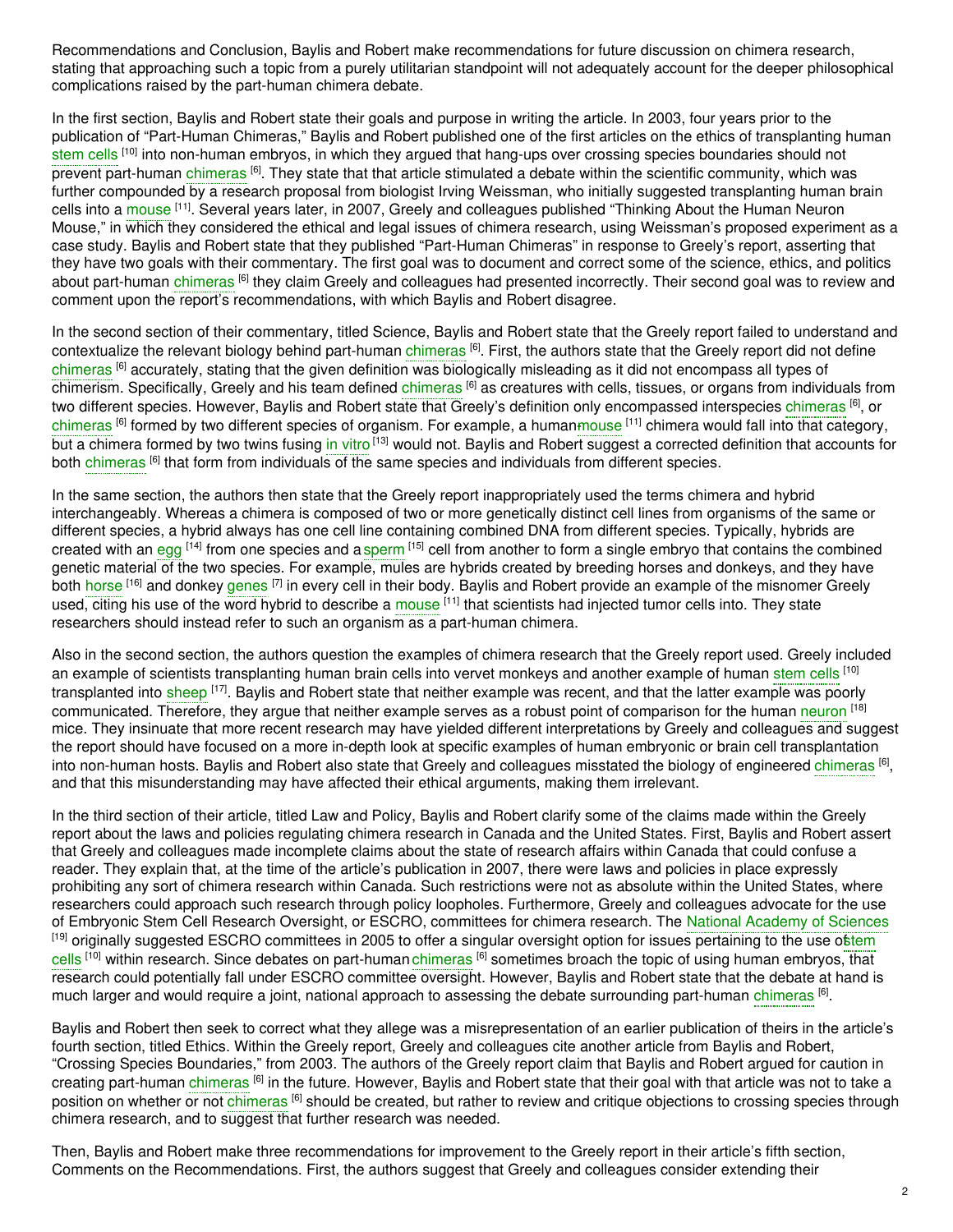Recommendations and Conclusion, Baylis and Robert make recommendations for future discussion on chimera research, stating that approaching such a topic from a purely utilitarian standpoint will not adequately account for the deeper philosophical complications raised by the part-human chimera debate.

In the first section, Baylis and Robert state their goals and purpose in writing the article. In 2003, four years prior to the publication of "Part-Human Chimeras," Baylis and Robert published one of the first articles on the ethics of transplanting human stem cells [10] into non-human embryos, in which they argued that hang-ups over crossing species boundaries should not prevent part-human chimeras [6]. They state that that article stimulated a debate within the scientific community, which was further compounded by a research proposal from biologist Irving Weissman, who initially suggested transplanting human brain cells into a mouse [11]. Several years later, in 2007, Greely and colleagues published "Thinking About the Human Neuron Mouse," in which they considered the ethical and legal issues of chimera research, using Weissman's proposed experiment as a case study. Baylis and Robert state that they published "Part-Human Chimeras" in response to Greely's report, asserting that they have two goals with their commentary. The first goal was to document and correct some of the science, ethics, and politics about part-human chimeras [6] they claim Greely and colleagues had presented incorrectly. Their second goal was to review and comment upon the report's recommendations, with which Baylis and Robert disagree.

In the second section of their commentary, titled Science, Baylis and Robert state that the Greely report failed to understand and contextualize the relevant biology behind part-human chimeras [6]. First, the authors state that the Greely report did not define chimeras [6] accurately, stating that the given definition was biologically misleading as it did not encompass all types of chimerism. Specifically, Greely and his team defined chimeras [6] as creatures with cells, tissues, or organs from individuals from two different species. However, Baylis and Robert state that Greely's definition only encompassed interspecies chimeras [6], or chimeras [6] formed by two different species of organism. For example, a human-mouse [11] chimera would fall into that category, but a chimera formed by two twins fusing in vitro [13] would not. Baylis and Robert suggest a corrected definition that accounts for both chimeras [6] that form from individuals of the same species and individuals from different species.

In the same section, the authors then state that the Greely report inappropriately used the terms chimera and hybrid interchangeably. Whereas a chimera is composed of two or more genetically distinct cell lines from organisms of the same or different species, a hybrid always has one cell line containing combined DNA from different species. Typically, hybrids are created with an egg [14] from one species and a sperm [15] cell from another to form a single embryo that contains the combined genetic material of the two species. For example, mules are hybrids created by breeding horses and donkeys, and they have both horse [16] and donkey genes [7] in every cell in their body. Baylis and Robert provide an example of the misnomer Greely used, citing his use of the word hybrid to describe a mouse [11] that scientists had injected tumor cells into. They state researchers should instead refer to such an organism as a part-human chimera.

Also in the second section, the authors question the examples of chimera research that the Greely report used. Greely included an example of scientists transplanting human brain cells into vervet monkeys and another example of human stem cells [10] transplanted into sheep [17]. Baylis and Robert state that neither example was recent, and that the latter example was poorly communicated. Therefore, they argue that neither example serves as a robust point of comparison for the human neuron [18] mice. They insinuate that more recent research may have yielded different interpretations by Greely and colleagues and suggest the report should have focused on a more in-depth look at specific examples of human embryonic or brain cell transplantation into non-human hosts. Baylis and Robert also state that Greely and colleagues misstated the biology of engineered chimeras [6], and that this misunderstanding may have affected their ethical arguments, making them irrelevant.

In the third section of their article, titled Law and Policy, Baylis and Robert clarify some of the claims made within the Greely report about the laws and policies regulating chimera research in Canada and the United States. First, Baylis and Robert assert that Greely and colleagues made incomplete claims about the state of research affairs within Canada that could confuse a reader. They explain that, at the time of the article's publication in 2007, there were laws and policies in place expressly prohibiting any sort of chimera research within Canada. Such restrictions were not as absolute within the United States, where researchers could approach such research through policy loopholes. Furthermore, Greely and colleagues advocate for the use of Embryonic Stem Cell Research Oversight, or ESCRO, committees for chimera research. The National Academy of Sciences [19] originally suggested ESCRO committees in 2005 to offer a singular oversight option for issues pertaining to the use of stem cells [10] within research. Since debates on part-human chimeras [6] sometimes broach the topic of using human embryos, that research could potentially fall under ESCRO committee oversight. However, Baylis and Robert state that the debate at hand is much larger and would require a joint, national approach to assessing the debate surrounding part-human chimeras [6].

Baylis and Robert then seek to correct what they allege was a misrepresentation of an earlier publication of theirs in the article's fourth section, titled Ethics. Within the Greely report, Greely and colleagues cite another article from Baylis and Robert, "Crossing Species Boundaries," from 2003. The authors of the Greely report claim that Baylis and Robert argued for caution in creating part-human chimeras [6] in the future. However, Baylis and Robert state that their goal with that article was not to take a position on whether or not chimeras [6] should be created, but rather to review and critique objections to crossing species through chimera research, and to suggest that further research was needed.

Then, Baylis and Robert make three recommendations for improvement to the Greely report in their article's fifth section, Comments on the Recommendations. First, the authors suggest that Greely and colleagues consider extending their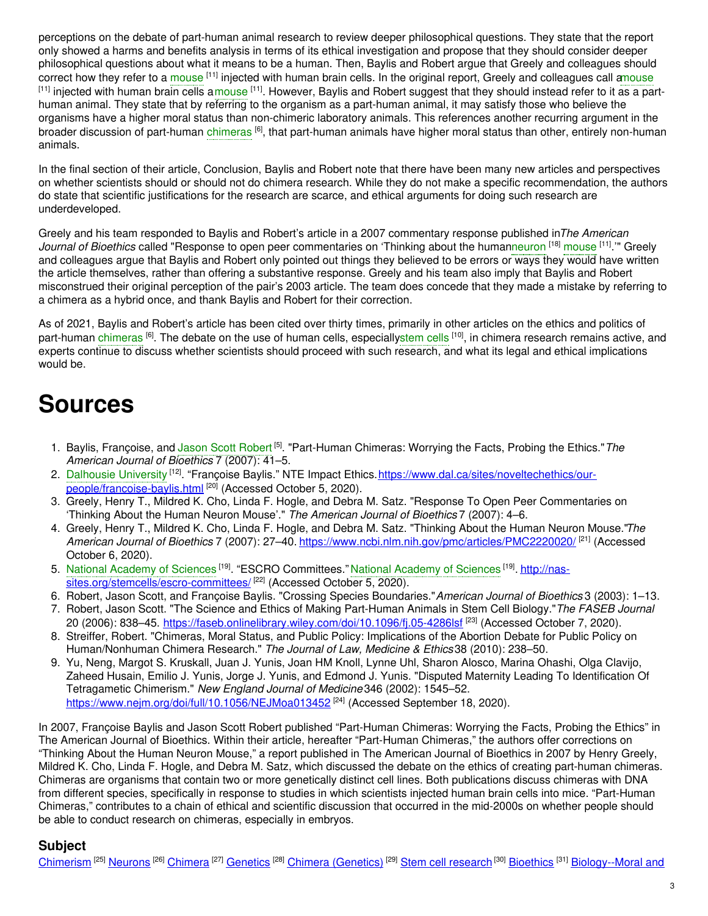perceptions on the debate of part-human animal research to review deeper philosophical questions. They state that the report only showed a harms and benefits analysis in terms of its ethical investigation and propose that they should consider deeper philosophical questions about what it means to be a human. Then, Baylis and Robert argue that Greely and colleagues should correct how they refer to a mouse [11] injected with human brain cells. In the original report, Greely and colleagues call a mouse [11] injected with human brain cells a mouse [11]. However, Baylis and Robert suggest that they should instead refer to it as a part-human animal. They state that by referring to the organism as a part-human animal, it may satisfy those who believe the organisms have a higher moral status than non-chimeric laboratory animals. This references another recurring argument in the broader discussion of part-human chimeras [6], that part-human animals have higher moral status than other, entirely non-human animals.

In the final section of their article, Conclusion, Baylis and Robert note that there have been many new articles and perspectives on whether scientists should or should not do chimera research. While they do not make a specific recommendation, the authors do state that scientific justifications for the research are scarce, and ethical arguments for doing such research are underdeveloped.

Greely and his team responded to Baylis and Robert's article in a 2007 commentary response published in *The American Journal of Bioethics* called "Response to open peer commentaries on 'Thinking about the human neuron [18] mouse [11].'" Greely and colleagues argue that Baylis and Robert only pointed out things they believed to be errors or ways they would have written the article themselves, rather than offering a substantive response. Greely and his team also imply that Baylis and Robert misconstrued their original perception of the pair's 2003 article. The team does concede that they made a mistake by referring to a chimera as a hybrid once, and thank Baylis and Robert for their correction.

As of 2021, Baylis and Robert's article has been cited over thirty times, primarily in other articles on the ethics and politics of part-human chimeras [6]. The debate on the use of human cells, especially stem cells [10], in chimera research remains active, and experts continue to discuss whether scientists should proceed with such research, and what its legal and ethical implications would be.

# Sources

1. Baylis, Françoise, and Jason Scott Robert [5]. "Part-Human Chimeras: Worrying the Facts, Probing the Ethics." *The American Journal of Bioethics* 7 (2007): 41–5.
2. Dalhousie University [12]. "Françoise Baylis." NTE Impact Ethics. https://www.dal.ca/sites/noveltechethics/our-people/francoise-baylis.html [20] (Accessed October 5, 2020).
3. Greely, Henry T., Mildred K. Cho, Linda F. Hogle, and Debra M. Satz. "Response To Open Peer Commentaries on 'Thinking About the Human Neuron Mouse'." *The American Journal of Bioethics* 7 (2007): 4–6.
4. Greely, Henry T., Mildred K. Cho, Linda F. Hogle, and Debra M. Satz. "Thinking About the Human Neuron Mouse." *The American Journal of Bioethics* 7 (2007): 27–40. https://www.ncbi.nlm.nih.gov/pmc/articles/PMC2220020/ [21] (Accessed October 6, 2020).
5. National Academy of Sciences [19]. "ESCRO Committees." National Academy of Sciences [19]. http://nas-sites.org/stemcells/escro-committees/ [22] (Accessed October 5, 2020).
6. Robert, Jason Scott, and Françoise Baylis. "Crossing Species Boundaries." *American Journal of Bioethics* 3 (2003): 1–13.
7. Robert, Jason Scott. "The Science and Ethics of Making Part-Human Animals in Stem Cell Biology." *The FASEB Journal* 20 (2006): 838–45. https://faseb.onlinelibrary.wiley.com/doi/10.1096/fj.05-4286lsf [23] (Accessed October 7, 2020).
8. Streiffer, Robert. "Chimeras, Moral Status, and Public Policy: Implications of the Abortion Debate for Public Policy on Human/Nonhuman Chimera Research." *The Journal of Law, Medicine & Ethics* 38 (2010): 238–50.
9. Yu, Neng, Margot S. Kruskall, Juan J. Yunis, Joan HM Knoll, Lynne Uhl, Sharon Alosco, Marina Ohashi, Olga Clavijo, Zaheed Husain, Emilio J. Yunis, Jorge J. Yunis, and Edmond J. Yunis. "Disputed Maternity Leading To Identification Of Tetragametic Chimerism." *New England Journal of Medicine* 346 (2002): 1545–52. https://www.nejm.org/doi/full/10.1056/NEJMoa013452 [24] (Accessed September 18, 2020).

In 2007, Françoise Baylis and Jason Scott Robert published "Part-Human Chimeras: Worrying the Facts, Probing the Ethics" in The American Journal of Bioethics. Within their article, hereafter "Part-Human Chimeras," the authors offer corrections on "Thinking About the Human Neuron Mouse," a report published in The American Journal of Bioethics in 2007 by Henry Greely, Mildred K. Cho, Linda F. Hogle, and Debra M. Satz, which discussed the debate on the ethics of creating part-human chimeras. Chimeras are organisms that contain two or more genetically distinct cell lines. Both publications discuss chimeras with DNA from different species, specifically in response to studies in which scientists injected human brain cells into mice. "Part-Human Chimeras," contributes to a chain of ethical and scientific discussion that occurred in the mid-2000s on whether people should be able to conduct research on chimeras, especially in embryos.

## Subject

Chimerism [25] Neurons [26] Chimera [27] Genetics [28] Chimera (Genetics) [29] Stem cell research [30] Bioethics [31] Biology--Moral and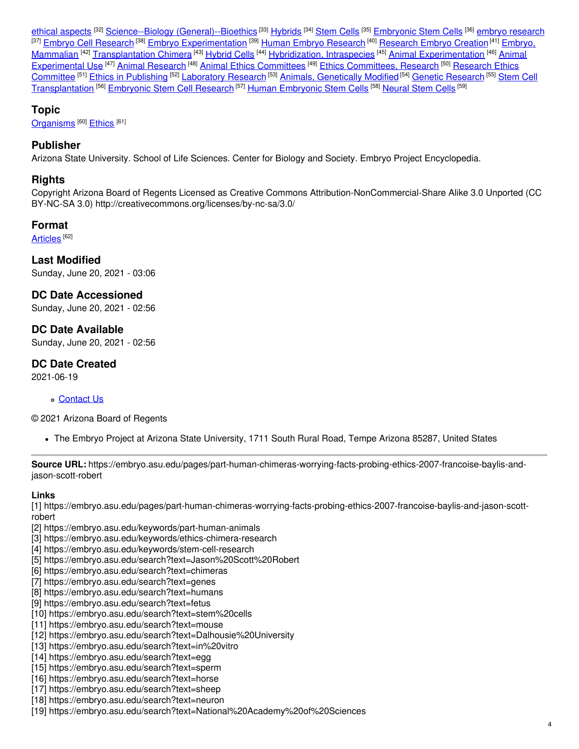ethical aspects [32] Science--Biology (General)--Bioethics [33] Hybrids [34] Stem Cells [35] Embryonic Stem Cells [36] embryo research [37] Embryo Cell Research [38] Embryo Experimentation [39] Human Embryo Research [40] Research Embryo Creation [41] Embryo, Mammalian [42] Transplantation Chimera [43] Hybrid Cells [44] Hybridization, Intraspecies [45] Animal Experimentation [46] Animal Experimental Use [47] Animal Research [48] Animal Ethics Committees [49] Ethics Committees, Research [50] Research Ethics Committee [51] Ethics in Publishing [52] Laboratory Research [53] Animals, Genetically Modified [54] Genetic Research [55] Stem Cell Transplantation [56] Embryonic Stem Cell Research [57] Human Embryonic Stem Cells [58] Neural Stem Cells [59]

## Topic

Organisms [60] Ethics [61]

## Publisher

Arizona State University. School of Life Sciences. Center for Biology and Society. Embryo Project Encyclopedia.

## Rights

Copyright Arizona Board of Regents Licensed as Creative Commons Attribution-NonCommercial-Share Alike 3.0 Unported (CC BY-NC-SA 3.0) http://creativecommons.org/licenses/by-nc-sa/3.0/

## Format

Articles [62]

## Last Modified

Sunday, June 20, 2021 - 03:06

## DC Date Accessioned

Sunday, June 20, 2021 - 02:56

## DC Date Available

Sunday, June 20, 2021 - 02:56

## DC Date Created

2021-06-19

- Contact Us

© 2021 Arizona Board of Regents

- The Embryo Project at Arizona State University, 1711 South Rural Road, Tempe Arizona 85287, United States

---

**Source URL:** https://embryo.asu.edu/pages/part-human-chimeras-worrying-facts-probing-ethics-2007-francoise-baylis-and-jason-scott-robert

**Links**

[1] https://embryo.asu.edu/pages/part-human-chimeras-worrying-facts-probing-ethics-2007-francoise-baylis-and-jason-scott-robert
[2] https://embryo.asu.edu/keywords/part-human-animals
[3] https://embryo.asu.edu/keywords/ethics-chimera-research
[4] https://embryo.asu.edu/keywords/stem-cell-research
[5] https://embryo.asu.edu/search?text=Jason%20Scott%20Robert
[6] https://embryo.asu.edu/search?text=chimeras
[7] https://embryo.asu.edu/search?text=genes
[8] https://embryo.asu.edu/search?text=humans
[9] https://embryo.asu.edu/search?text=fetus
[10] https://embryo.asu.edu/search?text=stem%20cells
[11] https://embryo.asu.edu/search?text=mouse
[12] https://embryo.asu.edu/search?text=Dalhousie%20University
[13] https://embryo.asu.edu/search?text=in%20vitro
[14] https://embryo.asu.edu/search?text=egg
[15] https://embryo.asu.edu/search?text=sperm
[16] https://embryo.asu.edu/search?text=horse
[17] https://embryo.asu.edu/search?text=sheep
[18] https://embryo.asu.edu/search?text=neuron
[19] https://embryo.asu.edu/search?text=National%20Academy%20of%20Sciences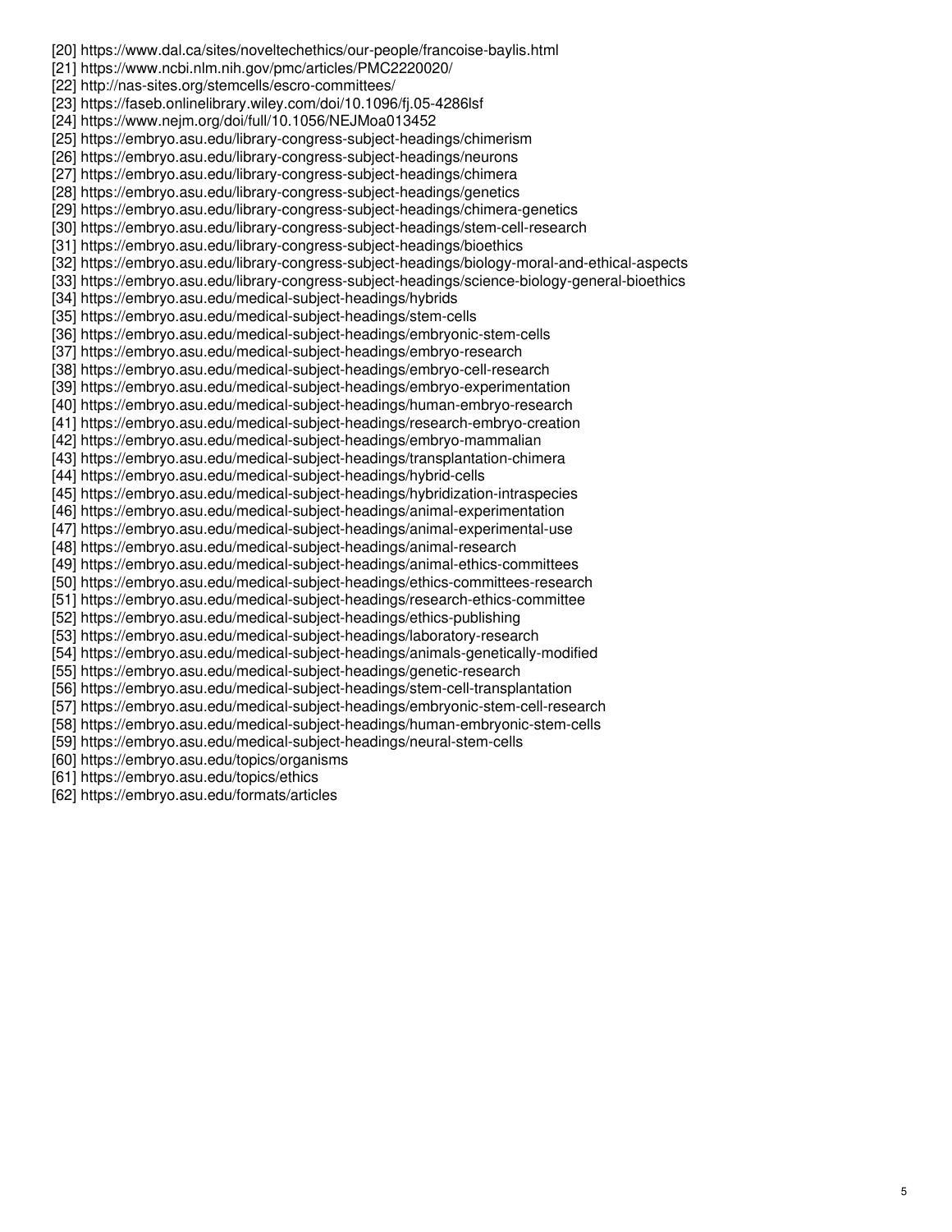[20] https://www.dal.ca/sites/noveltechethics/our-people/francoise-baylis.html
[21] https://www.ncbi.nlm.nih.gov/pmc/articles/PMC2220020/
[22] http://nas-sites.org/stemcells/escro-committees/
[23] https://faseb.onlinelibrary.wiley.com/doi/10.1096/fj.05-4286lsf
[24] https://www.nejm.org/doi/full/10.1056/NEJMoa013452
[25] https://embryo.asu.edu/library-congress-subject-headings/chimerism
[26] https://embryo.asu.edu/library-congress-subject-headings/neurons
[27] https://embryo.asu.edu/library-congress-subject-headings/chimera
[28] https://embryo.asu.edu/library-congress-subject-headings/genetics
[29] https://embryo.asu.edu/library-congress-subject-headings/chimera-genetics
[30] https://embryo.asu.edu/library-congress-subject-headings/stem-cell-research
[31] https://embryo.asu.edu/library-congress-subject-headings/bioethics
[32] https://embryo.asu.edu/library-congress-subject-headings/biology-moral-and-ethical-aspects
[33] https://embryo.asu.edu/library-congress-subject-headings/science-biology-general-bioethics
[34] https://embryo.asu.edu/medical-subject-headings/hybrids
[35] https://embryo.asu.edu/medical-subject-headings/stem-cells
[36] https://embryo.asu.edu/medical-subject-headings/embryonic-stem-cells
[37] https://embryo.asu.edu/medical-subject-headings/embryo-research
[38] https://embryo.asu.edu/medical-subject-headings/embryo-cell-research
[39] https://embryo.asu.edu/medical-subject-headings/embryo-experimentation
[40] https://embryo.asu.edu/medical-subject-headings/human-embryo-research
[41] https://embryo.asu.edu/medical-subject-headings/research-embryo-creation
[42] https://embryo.asu.edu/medical-subject-headings/embryo-mammalian
[43] https://embryo.asu.edu/medical-subject-headings/transplantation-chimera
[44] https://embryo.asu.edu/medical-subject-headings/hybrid-cells
[45] https://embryo.asu.edu/medical-subject-headings/hybridization-intraspecies
[46] https://embryo.asu.edu/medical-subject-headings/animal-experimentation
[47] https://embryo.asu.edu/medical-subject-headings/animal-experimental-use
[48] https://embryo.asu.edu/medical-subject-headings/animal-research
[49] https://embryo.asu.edu/medical-subject-headings/animal-ethics-committees
[50] https://embryo.asu.edu/medical-subject-headings/ethics-committees-research
[51] https://embryo.asu.edu/medical-subject-headings/research-ethics-committee
[52] https://embryo.asu.edu/medical-subject-headings/ethics-publishing
[53] https://embryo.asu.edu/medical-subject-headings/laboratory-research
[54] https://embryo.asu.edu/medical-subject-headings/animals-genetically-modified
[55] https://embryo.asu.edu/medical-subject-headings/genetic-research
[56] https://embryo.asu.edu/medical-subject-headings/stem-cell-transplantation
[57] https://embryo.asu.edu/medical-subject-headings/embryonic-stem-cell-research
[58] https://embryo.asu.edu/medical-subject-headings/human-embryonic-stem-cells
[59] https://embryo.asu.edu/medical-subject-headings/neural-stem-cells
[60] https://embryo.asu.edu/topics/organisms
[61] https://embryo.asu.edu/topics/ethics
[62] https://embryo.asu.edu/formats/articles